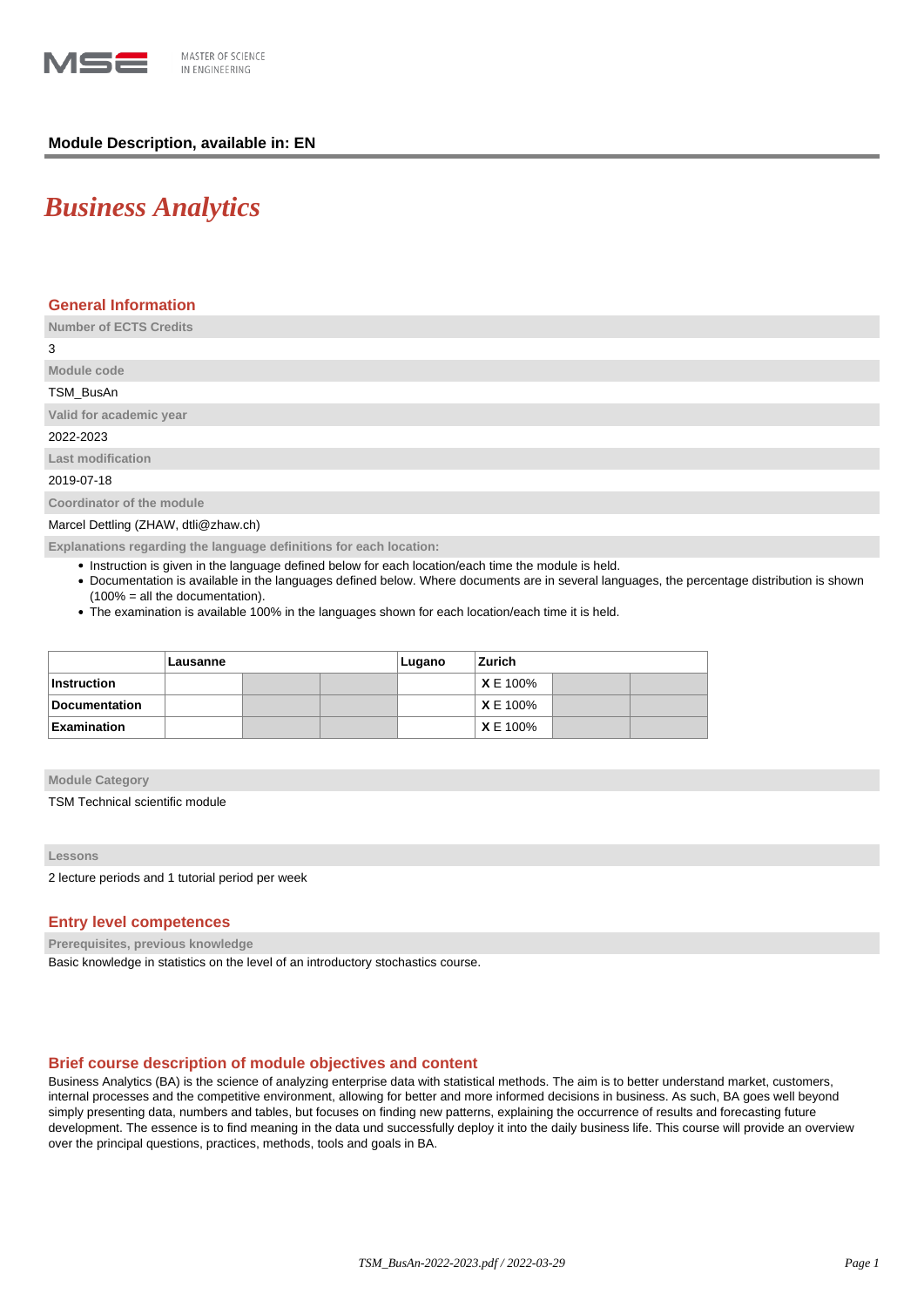Module Description, available in: EN

# Business Analytics

## General Information

**Number of ECTS Credits**

3

**Module code**

TSM_BusAn

**Valid for academic year**

2022-2023

**Last modification**

2019-07-18

**Coordinator of the module**

Marcel Dettling (ZHAW, dtli@zhaw.ch)

**Explanations regarding the language definitions for each location:**

- Instruction is given in the language defined below for each location/each time the module is held.
- Documentation is available in the languages defined below. Where documents are in several languages, the percentage distribution is shown (100% = all the documentation).
- The examination is available 100% in the languages shown for each location/each time it is held.

| | Lausanne | | | Lugano | Zurich | | |
|---|---|---|---|---|---|---|---|
| **Instruction** | | | | | **X** E 100% | | |
| **Documentation** | | | | | **X** E 100% | | |
| **Examination** | | | | | **X** E 100% | | |

**Module Category**

TSM Technical scientific module

**Lessons**

2 lecture periods and 1 tutorial period per week

## Entry level competences

**Prerequisites, previous knowledge**

Basic knowledge in statistics on the level of an introductory stochastics course.

## Brief course description of module objectives and content

Business Analytics (BA) is the science of analyzing enterprise data with statistical methods. The aim is to better understand market, customers, internal processes and the competitive environment, allowing for better and more informed decisions in business. As such, BA goes well beyond simply presenting data, numbers and tables, but focuses on finding new patterns, explaining the occurrence of results and forecasting future development. The essence is to find meaning in the data und successfully deploy it into the daily business life. This course will provide an overview over the principal questions, practices, methods, tools and goals in BA.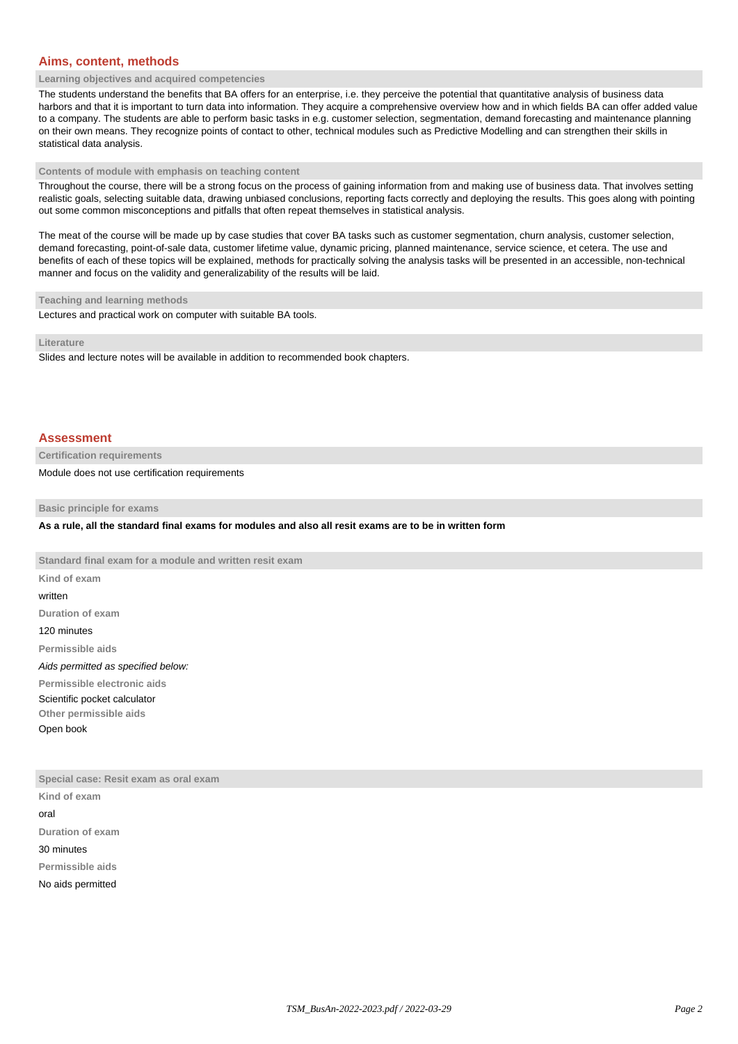## Aims, content, methods

### Learning objectives and acquired competencies

The students understand the benefits that BA offers for an enterprise, i.e. they perceive the potential that quantitative analysis of business data harbors and that it is important to turn data into information. They acquire a comprehensive overview how and in which fields BA can offer added value to a company. The students are able to perform basic tasks in e.g. customer selection, segmentation, demand forecasting and maintenance planning on their own means. They recognize points of contact to other, technical modules such as Predictive Modelling and can strengthen their skills in statistical data analysis.

### Contents of module with emphasis on teaching content

Throughout the course, there will be a strong focus on the process of gaining information from and making use of business data. That involves setting realistic goals, selecting suitable data, drawing unbiased conclusions, reporting facts correctly and deploying the results. This goes along with pointing out some common misconceptions and pitfalls that often repeat themselves in statistical analysis.

The meat of the course will be made up by case studies that cover BA tasks such as customer segmentation, churn analysis, customer selection, demand forecasting, point-of-sale data, customer lifetime value, dynamic pricing, planned maintenance, service science, et cetera. The use and benefits of each of these topics will be explained, methods for practically solving the analysis tasks will be presented in an accessible, non-technical manner and focus on the validity and generalizability of the results will be laid.

### Teaching and learning methods

Lectures and practical work on computer with suitable BA tools.

### Literature

Slides and lecture notes will be available in addition to recommended book chapters.

## Assessment

### Certification requirements

Module does not use certification requirements

### Basic principle for exams

**As a rule, all the standard final exams for modules and also all resit exams are to be in written form**

### Standard final exam for a module and written resit exam

**Kind of exam**

written

**Duration of exam**

120 minutes

**Permissible aids**

*Aids permitted as specified below:*

**Permissible electronic aids**

Scientific pocket calculator

**Other permissible aids**

Open book

### Special case: Resit exam as oral exam

**Kind of exam**

oral

**Duration of exam**

30 minutes

**Permissible aids**

No aids permitted